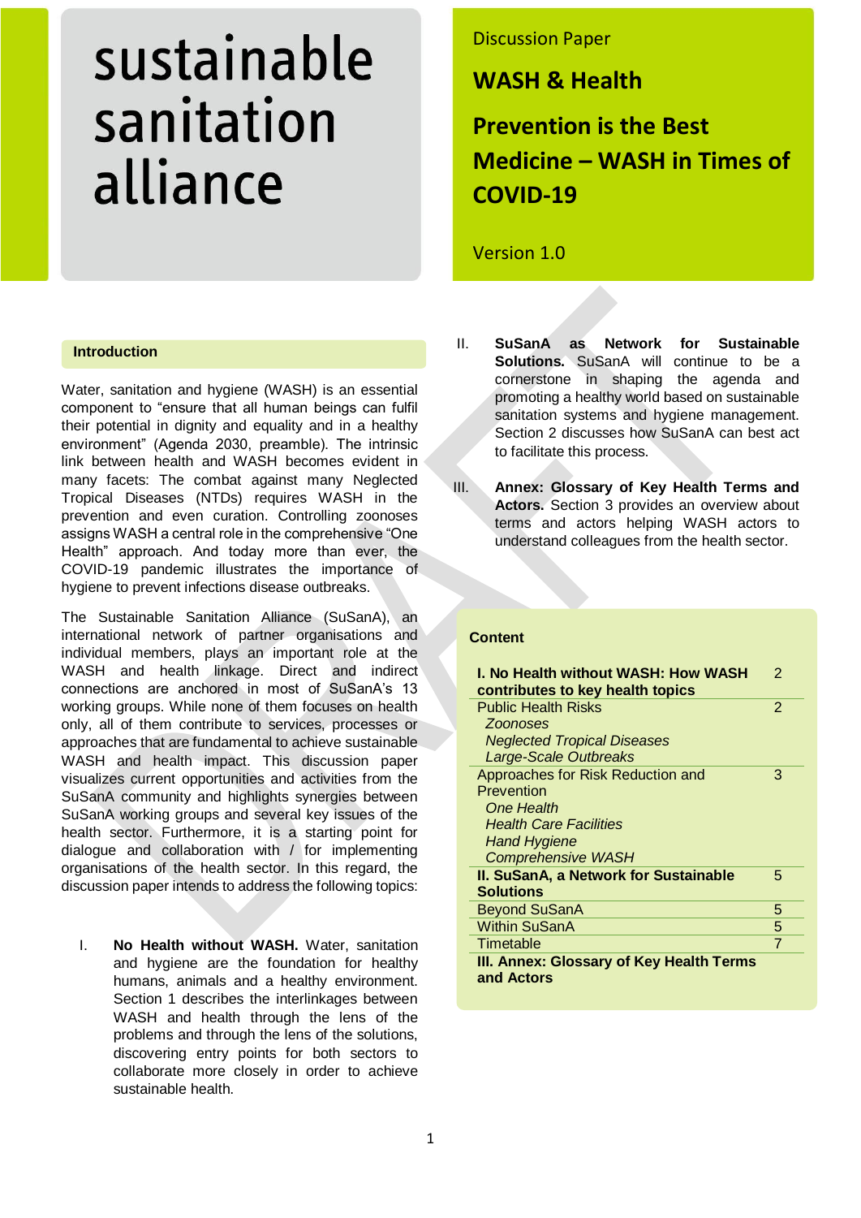# sustainable sanitation alliance

Discussion Paper

**WASH & Health**

# Prevention is the Best Medicine – WASH in Times of COVID-19

Version 1.0

## Introduction

Water, sanitation and hygiene (WASH) is an essential component to "ensure that all human beings can fulfil their potential in dignity and equality and in a healthy environment" (Agenda 2030, preamble). The intrinsic link between health and WASH becomes evident in many facets: The combat against many Neglected Tropical Diseases (NTDs) requires WASH in the prevention and even curation. Controlling zoonoses assigns WASH a central role in the comprehensive "One Health" approach. And today more than ever, the COVID-19 pandemic illustrates the importance of hygiene to prevent infections disease outbreaks.

The Sustainable Sanitation Alliance (SuSanA), an international network of partner organisations and individual members, plays an important role at the WASH and health linkage. Direct and indirect connections are anchored in most of SuSanA's 13 working groups. While none of them focuses on health only, all of them contribute to services, processes or approaches that are fundamental to achieve sustainable WASH and health impact. This discussion paper visualizes current opportunities and activities from the SuSanA community and highlights synergies between SuSanA working groups and several key issues of the health sector. Furthermore, it is a starting point for dialogue and collaboration with / for implementing organisations of the health sector. In this regard, the discussion paper intends to address the following topics:

I. **No Health without WASH.** Water, sanitation and hygiene are the foundation for healthy humans, animals and a healthy environment. Section 1 describes the interlinkages between WASH and health through the lens of the problems and through the lens of the solutions, discovering entry points for both sectors to collaborate more closely in order to achieve sustainable health.

II. **SuSanA as Network for Sustainable Solutions.** SuSanA will continue to be a cornerstone in shaping the agenda and promoting a healthy world based on sustainable sanitation systems and hygiene management. Section 2 discusses how SuSanA can best act to facilitate this process.

III. **Annex: Glossary of Key Health Terms and Actors.** Section 3 provides an overview about terms and actors helping WASH actors to understand colleagues from the health sector.

## Content

| | |
|---|---|
| **I. No Health without WASH: How WASH contributes to key health topics** | 2 |
| Public Health Risks<br>*Zoonoses*<br>*Neglected Tropical Diseases*<br>*Large-Scale Outbreaks* | 2 |
| Approaches for Risk Reduction and Prevention<br>*One Health*<br>*Health Care Facilities*<br>*Hand Hygiene*<br>*Comprehensive WASH* | 3 |
| **II. SuSanA, a Network for Sustainable Solutions** | 5 |
| Beyond SuSanA | 5 |
| Within SuSanA | 5 |
| Timetable | 7 |
| **III. Annex: Glossary of Key Health Terms and Actors** | |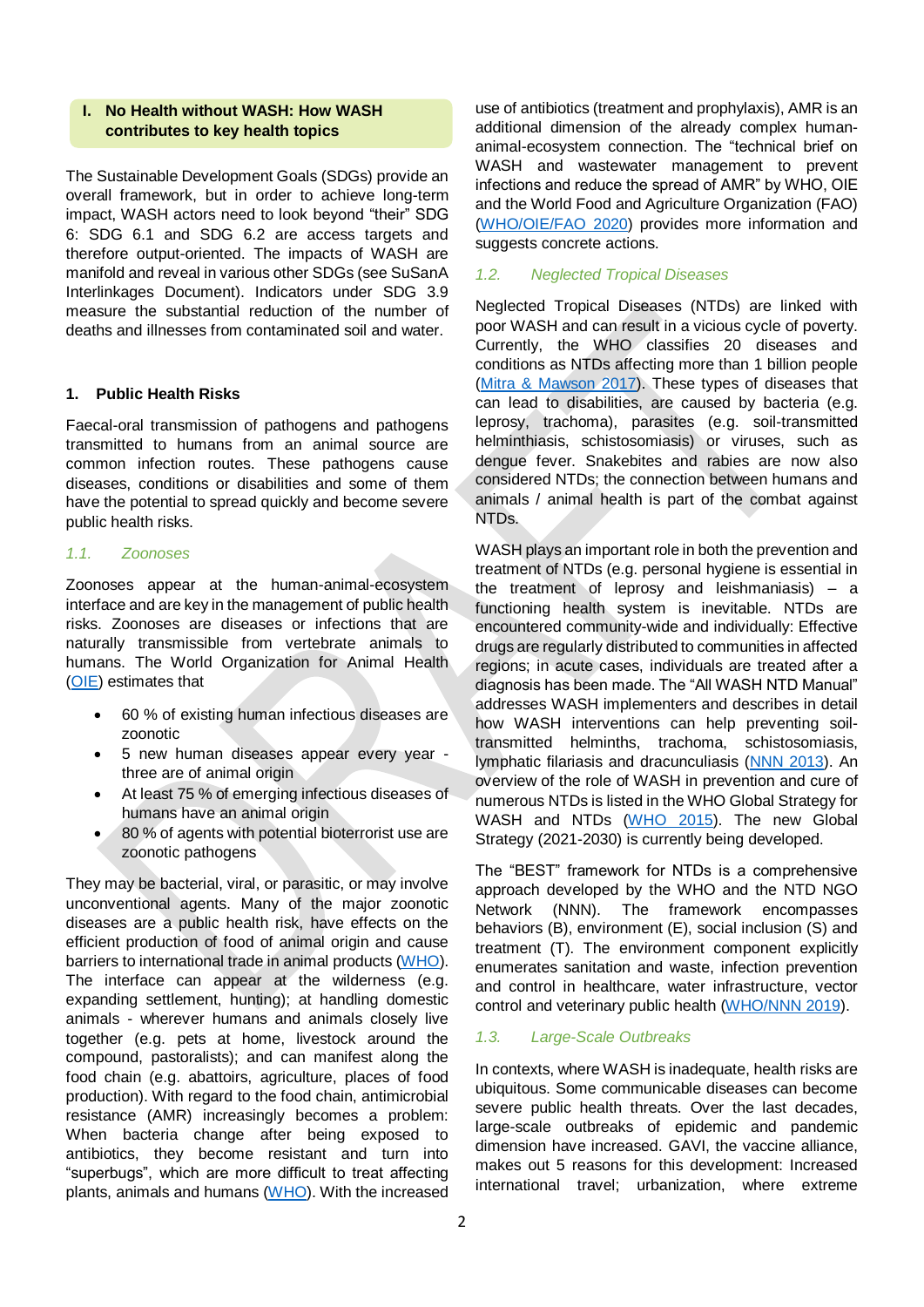## I. No Health without WASH: How WASH contributes to key health topics

The Sustainable Development Goals (SDGs) provide an overall framework, but in order to achieve long-term impact, WASH actors need to look beyond "their" SDG 6: SDG 6.1 and SDG 6.2 are access targets and therefore output-oriented. The impacts of WASH are manifold and reveal in various other SDGs (see SuSanA Interlinkages Document). Indicators under SDG 3.9 measure the substantial reduction of the number of deaths and illnesses from contaminated soil and water.

### 1. Public Health Risks

Faecal-oral transmission of pathogens and pathogens transmitted to humans from an animal source are common infection routes. These pathogens cause diseases, conditions or disabilities and some of them have the potential to spread quickly and become severe public health risks.

#### *1.1. Zoonoses*

Zoonoses appear at the human-animal-ecosystem interface and are key in the management of public health risks. Zoonoses are diseases or infections that are naturally transmissible from vertebrate animals to humans. The World Organization for Animal Health (OIE) estimates that

- 60 % of existing human infectious diseases are zoonotic
- 5 new human diseases appear every year - three are of animal origin
- At least 75 % of emerging infectious diseases of humans have an animal origin
- 80 % of agents with potential bioterrorist use are zoonotic pathogens

They may be bacterial, viral, or parasitic, or may involve unconventional agents. Many of the major zoonotic diseases are a public health risk, have effects on the efficient production of food of animal origin and cause barriers to international trade in animal products (WHO). The interface can appear at the wilderness (e.g. expanding settlement, hunting); at handling domestic animals - wherever humans and animals closely live together (e.g. pets at home, livestock around the compound, pastoralists); and can manifest along the food chain (e.g. abattoirs, agriculture, places of food production). With regard to the food chain, antimicrobial resistance (AMR) increasingly becomes a problem: When bacteria change after being exposed to antibiotics, they become resistant and turn into "superbugs", which are more difficult to treat affecting plants, animals and humans (WHO). With the increased use of antibiotics (treatment and prophylaxis), AMR is an additional dimension of the already complex human-animal-ecosystem connection. The "technical brief on WASH and wastewater management to prevent infections and reduce the spread of AMR" by WHO, OIE and the World Food and Agriculture Organization (FAO) (WHO/OIE/FAO 2020) provides more information and suggests concrete actions.

#### *1.2. Neglected Tropical Diseases*

Neglected Tropical Diseases (NTDs) are linked with poor WASH and can result in a vicious cycle of poverty. Currently, the WHO classifies 20 diseases and conditions as NTDs affecting more than 1 billion people (Mitra & Mawson 2017). These types of diseases that can lead to disabilities, are caused by bacteria (e.g. leprosy, trachoma), parasites (e.g. soil-transmitted helminthiasis, schistosomiasis) or viruses, such as dengue fever. Snakebites and rabies are now also considered NTDs; the connection between humans and animals / animal health is part of the combat against NTDs.

WASH plays an important role in both the prevention and treatment of NTDs (e.g. personal hygiene is essential in the treatment of leprosy and leishmaniasis) – a functioning health system is inevitable. NTDs are encountered community-wide and individually: Effective drugs are regularly distributed to communities in affected regions; in acute cases, individuals are treated after a diagnosis has been made. The "All WASH NTD Manual" addresses WASH implementers and describes in detail how WASH interventions can help preventing soil-transmitted helminths, trachoma, schistosomiasis, lymphatic filariasis and dracunculiasis (NNN 2013). An overview of the role of WASH in prevention and cure of numerous NTDs is listed in the WHO Global Strategy for WASH and NTDs (WHO 2015). The new Global Strategy (2021-2030) is currently being developed.

The "BEST" framework for NTDs is a comprehensive approach developed by the WHO and the NTD NGO Network (NNN). The framework encompasses behaviors (B), environment (E), social inclusion (S) and treatment (T). The environment component explicitly enumerates sanitation and waste, infection prevention and control in healthcare, water infrastructure, vector control and veterinary public health (WHO/NNN 2019).

#### *1.3. Large-Scale Outbreaks*

In contexts, where WASH is inadequate, health risks are ubiquitous. Some communicable diseases can become severe public health threats. Over the last decades, large-scale outbreaks of epidemic and pandemic dimension have increased. GAVI, the vaccine alliance, makes out 5 reasons for this development: Increased international travel; urbanization, where extreme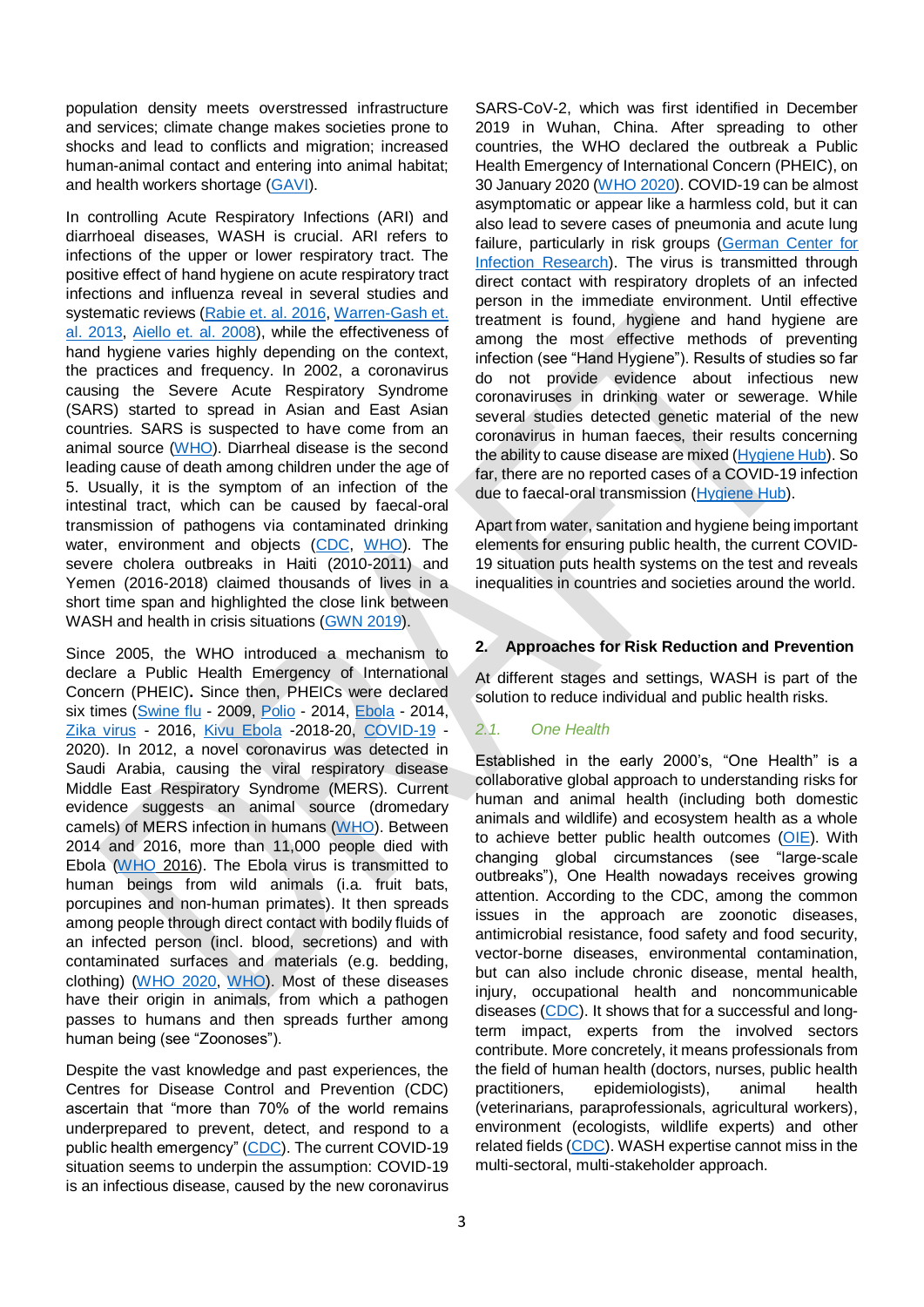population density meets overstressed infrastructure and services; climate change makes societies prone to shocks and lead to conflicts and migration; increased human-animal contact and entering into animal habitat; and health workers shortage (GAVI).

In controlling Acute Respiratory Infections (ARI) and diarrhoeal diseases, WASH is crucial. ARI refers to infections of the upper or lower respiratory tract. The positive effect of hand hygiene on acute respiratory tract infections and influenza reveal in several studies and systematic reviews (Rabie et. al. 2016, Warren-Gash et. al. 2013, Aiello et. al. 2008), while the effectiveness of hand hygiene varies highly depending on the context, the practices and frequency. In 2002, a coronavirus causing the Severe Acute Respiratory Syndrome (SARS) started to spread in Asian and East Asian countries. SARS is suspected to have come from an animal source (WHO). Diarrheal disease is the second leading cause of death among children under the age of 5. Usually, it is the symptom of an infection of the intestinal tract, which can be caused by faecal-oral transmission of pathogens via contaminated drinking water, environment and objects (CDC, WHO). The severe cholera outbreaks in Haiti (2010-2011) and Yemen (2016-2018) claimed thousands of lives in a short time span and highlighted the close link between WASH and health in crisis situations (GWN 2019).

Since 2005, the WHO introduced a mechanism to declare a Public Health Emergency of International Concern (PHEIC**)**. Since then, PHEICs were declared six times (Swine flu - 2009, Polio - 2014, Ebola - 2014, Zika virus - 2016, Kivu Ebola -2018-20, COVID-19 - 2020). In 2012, a novel coronavirus was detected in Saudi Arabia, causing the viral respiratory disease Middle East Respiratory Syndrome (MERS). Current evidence suggests an animal source (dromedary camels) of MERS infection in humans (WHO). Between 2014 and 2016, more than 11,000 people died with Ebola (WHO 2016). The Ebola virus is transmitted to human beings from wild animals (i.a. fruit bats, porcupines and non-human primates). It then spreads among people through direct contact with bodily fluids of an infected person (incl. blood, secretions) and with contaminated surfaces and materials (e.g. bedding, clothing) (WHO 2020, WHO). Most of these diseases have their origin in animals, from which a pathogen passes to humans and then spreads further among human being (see “Zoonoses”).

Despite the vast knowledge and past experiences, the Centres for Disease Control and Prevention (CDC) ascertain that “more than 70% of the world remains underprepared to prevent, detect, and respond to a public health emergency” (CDC). The current COVID-19 situation seems to underpin the assumption: COVID-19 is an infectious disease, caused by the new coronavirus SARS-CoV-2, which was first identified in December 2019 in Wuhan, China. After spreading to other countries, the WHO declared the outbreak a Public Health Emergency of International Concern (PHEIC), on 30 January 2020 (WHO 2020). COVID-19 can be almost asymptomatic or appear like a harmless cold, but it can also lead to severe cases of pneumonia and acute lung failure, particularly in risk groups (German Center for Infection Research). The virus is transmitted through direct contact with respiratory droplets of an infected person in the immediate environment. Until effective treatment is found, hygiene and hand hygiene are among the most effective methods of preventing infection (see “Hand Hygiene”). Results of studies so far do not provide evidence about infectious new coronaviruses in drinking water or sewerage. While several studies detected genetic material of the new coronavirus in human faeces, their results concerning the ability to cause disease are mixed (Hygiene Hub). So far, there are no reported cases of a COVID-19 infection due to faecal-oral transmission (Hygiene Hub).

Apart from water, sanitation and hygiene being important elements for ensuring public health, the current COVID-19 situation puts health systems on the test and reveals inequalities in countries and societies around the world.

## 2. Approaches for Risk Reduction and Prevention

At different stages and settings, WASH is part of the solution to reduce individual and public health risks.

### *2.1. One Health*

Established in the early 2000’s, “One Health” is a collaborative global approach to understanding risks for human and animal health (including both domestic animals and wildlife) and ecosystem health as a whole to achieve better public health outcomes (OIE). With changing global circumstances (see “large-scale outbreaks”), One Health nowadays receives growing attention. According to the CDC, among the common issues in the approach are zoonotic diseases, antimicrobial resistance, food safety and food security, vector-borne diseases, environmental contamination, but can also include chronic disease, mental health, injury, occupational health and noncommunicable diseases (CDC). It shows that for a successful and long-term impact, experts from the involved sectors contribute. More concretely, it means professionals from the field of human health (doctors, nurses, public health practitioners, epidemiologists), animal health (veterinarians, paraprofessionals, agricultural workers), environment (ecologists, wildlife experts) and other related fields (CDC). WASH expertise cannot miss in the multi-sectoral, multi-stakeholder approach.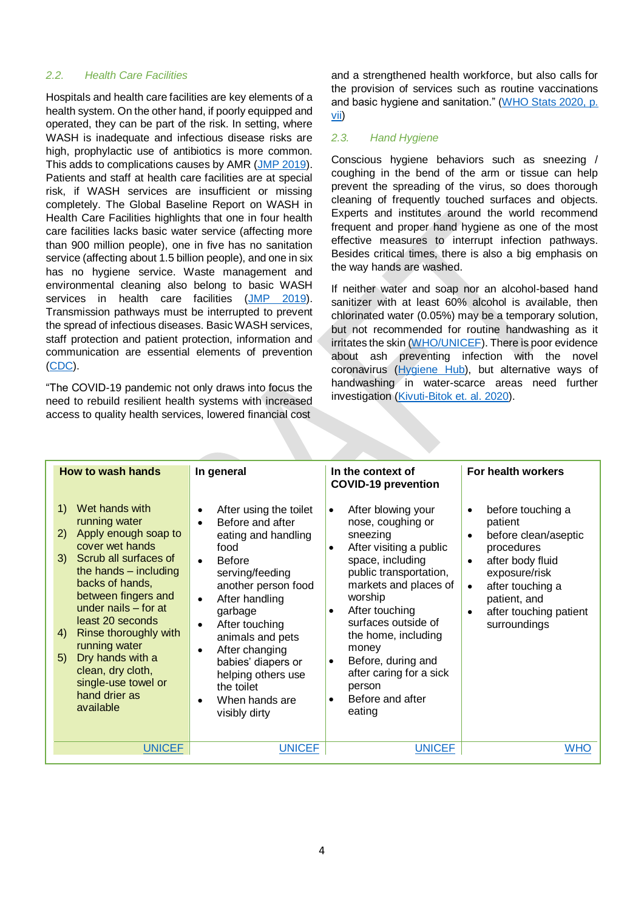## 2.2. *Health Care Facilities*

Hospitals and health care facilities are key elements of a health system. On the other hand, if poorly equipped and operated, they can be part of the risk. In setting, where WASH is inadequate and infectious disease risks are high, prophylactic use of antibiotics is more common. This adds to complications causes by AMR (JMP 2019). Patients and staff at health care facilities are at special risk, if WASH services are insufficient or missing completely. The Global Baseline Report on WASH in Health Care Facilities highlights that one in four health care facilities lacks basic water service (affecting more than 900 million people), one in five has no sanitation service (affecting about 1.5 billion people), and one in six has no hygiene service. Waste management and environmental cleaning also belong to basic WASH services in health care facilities (JMP 2019). Transmission pathways must be interrupted to prevent the spread of infectious diseases. Basic WASH services, staff protection and patient protection, information and communication are essential elements of prevention (CDC).

"The COVID-19 pandemic not only draws into focus the need to rebuild resilient health systems with increased access to quality health services, lowered financial cost and a strengthened health workforce, but also calls for the provision of services such as routine vaccinations and basic hygiene and sanitation." (WHO Stats 2020, p. vii)

## 2.3. *Hand Hygiene*

Conscious hygiene behaviors such as sneezing / coughing in the bend of the arm or tissue can help prevent the spreading of the virus, so does thorough cleaning of frequently touched surfaces and objects. Experts and institutes around the world recommend frequent and proper hand hygiene as one of the most effective measures to interrupt infection pathways. Besides critical times, there is also a big emphasis on the way hands are washed.

If neither water and soap nor an alcohol-based hand sanitizer with at least 60% alcohol is available, then chlorinated water (0.05%) may be a temporary solution, but not recommended for routine handwashing as it irritates the skin (WHO/UNICEF). There is poor evidence about ash preventing infection with the novel coronavirus (Hygiene Hub), but alternative ways of handwashing in water-scarce areas need further investigation (Kivuti-Bitok et. al. 2020).

| **How to wash hands** | **In general** | **In the context of COVID-19 prevention** | **For health workers** |
|---|---|---|---|
| 1) Wet hands with running water<br>2) Apply enough soap to cover wet hands<br>3) Scrub all surfaces of the hands – including backs of hands, between fingers and under nails – for at least 20 seconds<br>4) Rinse thoroughly with running water<br>5) Dry hands with a clean, dry cloth, single-use towel or hand drier as available | • After using the toilet<br>• Before and after eating and handling food<br>• Before serving/feeding another person food<br>• After handling garbage<br>• After touching animals and pets<br>• After changing babies' diapers or helping others use the toilet<br>• When hands are visibly dirty | • After blowing your nose, coughing or sneezing<br>• After visiting a public space, including public transportation, markets and places of worship<br>• After touching surfaces outside of the home, including money<br>• Before, during and after caring for a sick person<br>• Before and after eating | • before touching a patient<br>• before clean/aseptic procedures<br>• after body fluid exposure/risk<br>• after touching a patient, and<br>• after touching patient surroundings |
| UNICEF | UNICEF | UNICEF | WHO |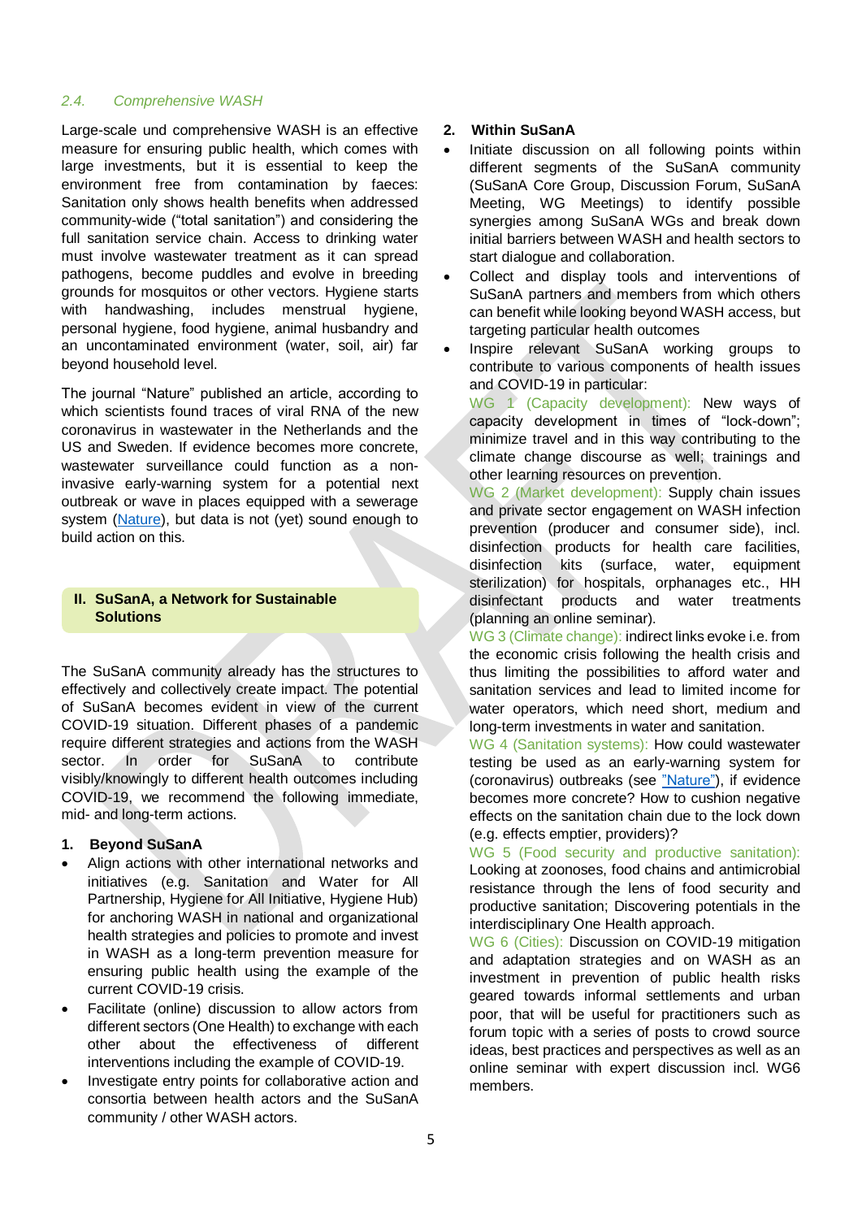### *2.4. Comprehensive WASH*

Large-scale und comprehensive WASH is an effective measure for ensuring public health, which comes with large investments, but it is essential to keep the environment free from contamination by faeces: Sanitation only shows health benefits when addressed community-wide ("total sanitation") and considering the full sanitation service chain. Access to drinking water must involve wastewater treatment as it can spread pathogens, become puddles and evolve in breeding grounds for mosquitos or other vectors. Hygiene starts with handwashing, includes menstrual hygiene, personal hygiene, food hygiene, animal husbandry and an uncontaminated environment (water, soil, air) far beyond household level.

The journal "Nature" published an article, according to which scientists found traces of viral RNA of the new coronavirus in wastewater in the Netherlands and the US and Sweden. If evidence becomes more concrete, wastewater surveillance could function as a non-invasive early-warning system for a potential next outbreak or wave in places equipped with a sewerage system (Nature), but data is not (yet) sound enough to build action on this.

## II. SuSanA, a Network for Sustainable Solutions

The SuSanA community already has the structures to effectively and collectively create impact. The potential of SuSanA becomes evident in view of the current COVID-19 situation. Different phases of a pandemic require different strategies and actions from the WASH sector. In order for SuSanA to contribute visibly/knowingly to different health outcomes including COVID-19, we recommend the following immediate, mid- and long-term actions.

### 1. Beyond SuSanA

- Align actions with other international networks and initiatives (e.g. Sanitation and Water for All Partnership, Hygiene for All Initiative, Hygiene Hub) for anchoring WASH in national and organizational health strategies and policies to promote and invest in WASH as a long-term prevention measure for ensuring public health using the example of the current COVID-19 crisis.
- Facilitate (online) discussion to allow actors from different sectors (One Health) to exchange with each other about the effectiveness of different interventions including the example of COVID-19.
- Investigate entry points for collaborative action and consortia between health actors and the SuSanA community / other WASH actors.

### 2. Within SuSanA

- Initiate discussion on all following points within different segments of the SuSanA community (SuSanA Core Group, Discussion Forum, SuSanA Meeting, WG Meetings) to identify possible synergies among SuSanA WGs and break down initial barriers between WASH and health sectors to start dialogue and collaboration.
- Collect and display tools and interventions of SuSanA partners and members from which others can benefit while looking beyond WASH access, but targeting particular health outcomes
- Inspire relevant SuSanA working groups to contribute to various components of health issues and COVID-19 in particular:

  WG 1 (Capacity development): New ways of capacity development in times of "lock-down"; minimize travel and in this way contributing to the climate change discourse as well; trainings and other learning resources on prevention.

  WG 2 (Market development): Supply chain issues and private sector engagement on WASH infection prevention (producer and consumer side), incl. disinfection products for health care facilities, disinfection kits (surface, water, equipment sterilization) for hospitals, orphanages etc., HH disinfectant products and water treatments (planning an online seminar).

  WG 3 (Climate change): indirect links evoke i.e. from the economic crisis following the health crisis and thus limiting the possibilities to afford water and sanitation services and lead to limited income for water operators, which need short, medium and long-term investments in water and sanitation.

  WG 4 (Sanitation systems): How could wastewater testing be used as an early-warning system for (coronavirus) outbreaks (see "Nature"), if evidence becomes more concrete? How to cushion negative effects on the sanitation chain due to the lock down (e.g. effects emptier, providers)?

  WG 5 (Food security and productive sanitation): Looking at zoonoses, food chains and antimicrobial resistance through the lens of food security and productive sanitation; Discovering potentials in the interdisciplinary One Health approach.

  WG 6 (Cities): Discussion on COVID-19 mitigation and adaptation strategies and on WASH as an investment in prevention of public health risks geared towards informal settlements and urban poor, that will be useful for practitioners such as forum topic with a series of posts to crowd source ideas, best practices and perspectives as well as an online seminar with expert discussion incl. WG6 members.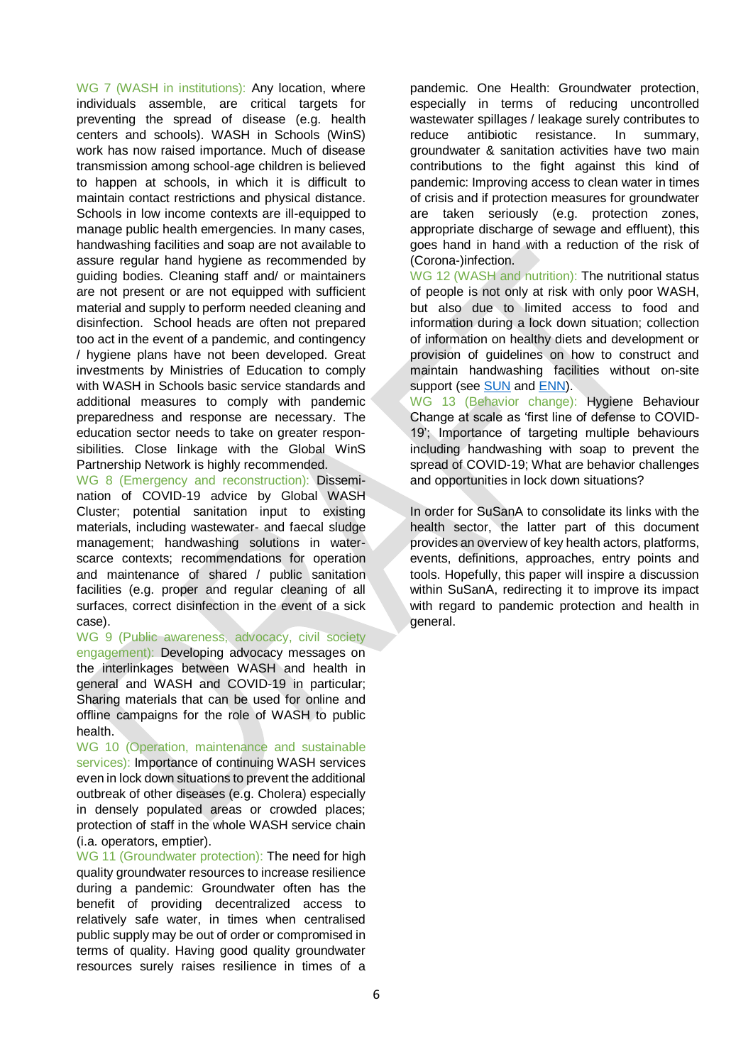WG 7 (WASH in institutions): Any location, where individuals assemble, are critical targets for preventing the spread of disease (e.g. health centers and schools). WASH in Schools (WinS) work has now raised importance. Much of disease transmission among school-age children is believed to happen at schools, in which it is difficult to maintain contact restrictions and physical distance. Schools in low income contexts are ill-equipped to manage public health emergencies. In many cases, handwashing facilities and soap are not available to assure regular hand hygiene as recommended by guiding bodies. Cleaning staff and/ or maintainers are not present or are not equipped with sufficient material and supply to perform needed cleaning and disinfection. School heads are often not prepared too act in the event of a pandemic, and contingency / hygiene plans have not been developed. Great investments by Ministries of Education to comply with WASH in Schools basic service standards and additional measures to comply with pandemic preparedness and response are necessary. The education sector needs to take on greater responsibilities. Close linkage with the Global WinS Partnership Network is highly recommended.

WG 8 (Emergency and reconstruction): Dissemination of COVID-19 advice by Global WASH Cluster; potential sanitation input to existing materials, including wastewater- and faecal sludge management; handwashing solutions in water-scarce contexts; recommendations for operation and maintenance of shared / public sanitation facilities (e.g. proper and regular cleaning of all surfaces, correct disinfection in the event of a sick case).

WG 9 (Public awareness, advocacy, civil society engagement): Developing advocacy messages on the interlinkages between WASH and health in general and WASH and COVID-19 in particular; Sharing materials that can be used for online and offline campaigns for the role of WASH to public health.

WG 10 (Operation, maintenance and sustainable services): Importance of continuing WASH services even in lock down situations to prevent the additional outbreak of other diseases (e.g. Cholera) especially in densely populated areas or crowded places; protection of staff in the whole WASH service chain (i.a. operators, emptier).

WG 11 (Groundwater protection): The need for high quality groundwater resources to increase resilience during a pandemic: Groundwater often has the benefit of providing decentralized access to relatively safe water, in times when centralised public supply may be out of order or compromised in terms of quality. Having good quality groundwater resources surely raises resilience in times of a pandemic. One Health: Groundwater protection, especially in terms of reducing uncontrolled wastewater spillages / leakage surely contributes to reduce antibiotic resistance. In summary, groundwater & sanitation activities have two main contributions to the fight against this kind of pandemic: Improving access to clean water in times of crisis and if protection measures for groundwater are taken seriously (e.g. protection zones, appropriate discharge of sewage and effluent), this goes hand in hand with a reduction of the risk of (Corona-)infection.

WG 12 (WASH and nutrition): The nutritional status of people is not only at risk with only poor WASH, but also due to limited access to food and information during a lock down situation; collection of information on healthy diets and development or provision of guidelines on how to construct and maintain handwashing facilities without on-site support (see SUN and ENN).

WG 13 (Behavior change): Hygiene Behaviour Change at scale as 'first line of defense to COVID-19'; Importance of targeting multiple behaviours including handwashing with soap to prevent the spread of COVID-19; What are behavior challenges and opportunities in lock down situations?

In order for SuSanA to consolidate its links with the health sector, the latter part of this document provides an overview of key health actors, platforms, events, definitions, approaches, entry points and tools. Hopefully, this paper will inspire a discussion within SuSanA, redirecting it to improve its impact with regard to pandemic protection and health in general.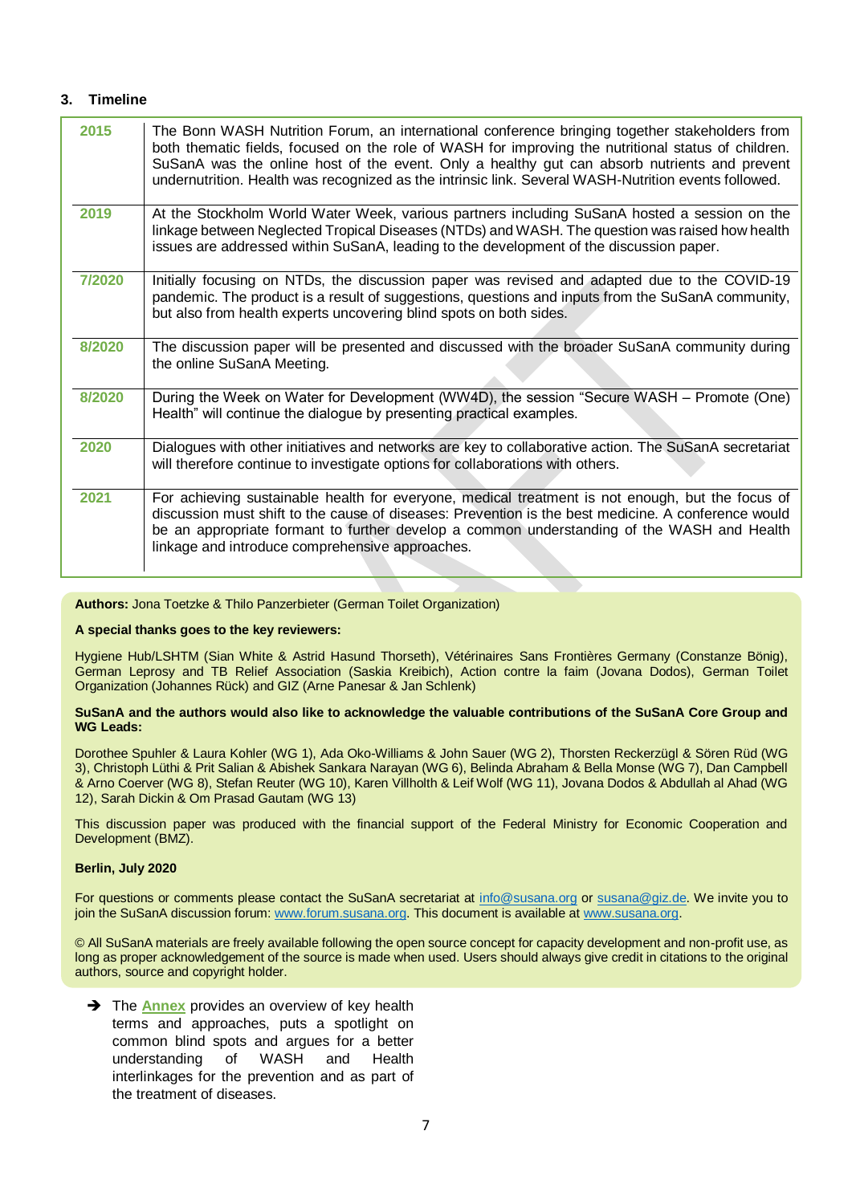## 3. Timeline

| | |
|---|---|
| 2015 | The Bonn WASH Nutrition Forum, an international conference bringing together stakeholders from both thematic fields, focused on the role of WASH for improving the nutritional status of children. SuSanA was the online host of the event. Only a healthy gut can absorb nutrients and prevent undernutrition. Health was recognized as the intrinsic link. Several WASH-Nutrition events followed. |
| 2019 | At the Stockholm World Water Week, various partners including SuSanA hosted a session on the linkage between Neglected Tropical Diseases (NTDs) and WASH. The question was raised how health issues are addressed within SuSanA, leading to the development of the discussion paper. |
| 7/2020 | Initially focusing on NTDs, the discussion paper was revised and adapted due to the COVID-19 pandemic. The product is a result of suggestions, questions and inputs from the SuSanA community, but also from health experts uncovering blind spots on both sides. |
| 8/2020 | The discussion paper will be presented and discussed with the broader SuSanA community during the online SuSanA Meeting. |
| 8/2020 | During the Week on Water for Development (WW4D), the session "Secure WASH – Promote (One) Health" will continue the dialogue by presenting practical examples. |
| 2020 | Dialogues with other initiatives and networks are key to collaborative action. The SuSanA secretariat will therefore continue to investigate options for collaborations with others. |
| 2021 | For achieving sustainable health for everyone, medical treatment is not enough, but the focus of discussion must shift to the cause of diseases: Prevention is the best medicine. A conference would be an appropriate formant to further develop a common understanding of the WASH and Health linkage and introduce comprehensive approaches. |

**Authors:** Jona Toetzke & Thilo Panzerbieter (German Toilet Organization)

**A special thanks goes to the key reviewers:**

Hygiene Hub/LSHTM (Sian White & Astrid Hasund Thorseth), Vétérinaires Sans Frontières Germany (Constanze Bönig), German Leprosy and TB Relief Association (Saskia Kreibich), Action contre la faim (Jovana Dodos), German Toilet Organization (Johannes Rück) and GIZ (Arne Panesar & Jan Schlenk)

**SuSanA and the authors would also like to acknowledge the valuable contributions of the SuSanA Core Group and WG Leads:**

Dorothee Spuhler & Laura Kohler (WG 1), Ada Oko-Williams & John Sauer (WG 2), Thorsten Reckerzügl & Sören Rüd (WG 3), Christoph Lüthi & Prit Salian & Abishek Sankara Narayan (WG 6), Belinda Abraham & Bella Monse (WG 7), Dan Campbell & Arno Coerver (WG 8), Stefan Reuter (WG 10), Karen Villholth & Leif Wolf (WG 11), Jovana Dodos & Abdullah al Ahad (WG 12), Sarah Dickin & Om Prasad Gautam (WG 13)

This discussion paper was produced with the financial support of the Federal Ministry for Economic Cooperation and Development (BMZ).

**Berlin, July 2020**

For questions or comments please contact the SuSanA secretariat at info@susana.org or susana@giz.de. We invite you to join the SuSanA discussion forum: www.forum.susana.org. This document is available at www.susana.org.

© All SuSanA materials are freely available following the open source concept for capacity development and non-profit use, as long as proper acknowledgement of the source is made when used. Users should always give credit in citations to the original authors, source and copyright holder.

➔ The **Annex** provides an overview of key health terms and approaches, puts a spotlight on common blind spots and argues for a better understanding of WASH and Health interlinkages for the prevention and as part of the treatment of diseases.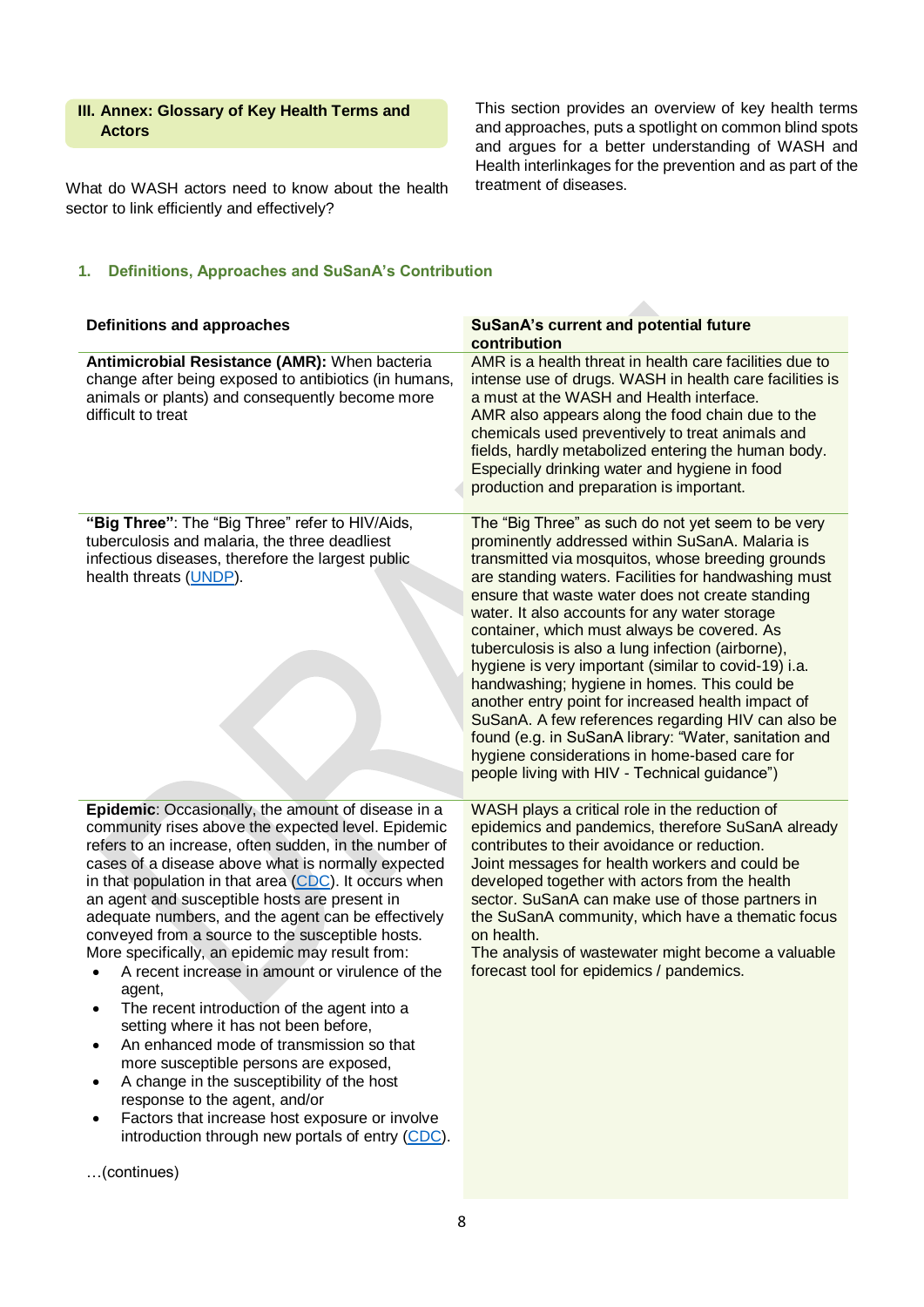## III. Annex: Glossary of Key Health Terms and Actors

What do WASH actors need to know about the health sector to link efficiently and effectively?

This section provides an overview of key health terms and approaches, puts a spotlight on common blind spots and argues for a better understanding of WASH and Health interlinkages for the prevention and as part of the treatment of diseases.

### 1. Definitions, Approaches and SuSanA's Contribution

| Definitions and approaches | SuSanA's current and potential future contribution |
|---|---|
| **Antimicrobial Resistance (AMR):** When bacteria change after being exposed to antibiotics (in humans, animals or plants) and consequently become more difficult to treat | AMR is a health threat in health care facilities due to intense use of drugs. WASH in health care facilities is a must at the WASH and Health interface.<br>AMR also appears along the food chain due to the chemicals used preventively to treat animals and fields, hardly metabolized entering the human body. Especially drinking water and hygiene in food production and preparation is important. |
| **"Big Three"**: The "Big Three" refer to HIV/Aids, tuberculosis and malaria, the three deadliest infectious diseases, therefore the largest public health threats (UNDP). | The "Big Three" as such do not yet seem to be very prominently addressed within SuSanA. Malaria is transmitted via mosquitos, whose breeding grounds are standing waters. Facilities for handwashing must ensure that waste water does not create standing water. It also accounts for any water storage container, which must always be covered. As tuberculosis is also a lung infection (airborne), hygiene is very important (similar to covid-19) i.a. handwashing; hygiene in homes. This could be another entry point for increased health impact of SuSanA. A few references regarding HIV can also be found (e.g. in SuSanA library: "Water, sanitation and hygiene considerations in home-based care for people living with HIV - Technical guidance") |
| **Epidemic**: Occasionally, the amount of disease in a community rises above the expected level. Epidemic refers to an increase, often sudden, in the number of cases of a disease above what is normally expected in that population in that area (CDC). It occurs when an agent and susceptible hosts are present in adequate numbers, and the agent can be effectively conveyed from a source to the susceptible hosts. More specifically, an epidemic may result from:<br>• A recent increase in amount or virulence of the agent,<br>• The recent introduction of the agent into a setting where it has not been before,<br>• An enhanced mode of transmission so that more susceptible persons are exposed,<br>• A change in the susceptibility of the host response to the agent, and/or<br>• Factors that increase host exposure or involve introduction through new portals of entry (CDC).<br><br>…(continues) | WASH plays a critical role in the reduction of epidemics and pandemics, therefore SuSanA already contributes to their avoidance or reduction.<br>Joint messages for health workers and could be developed together with actors from the health sector. SuSanA can make use of those partners in the SuSanA community, which have a thematic focus on health.<br>The analysis of wastewater might become a valuable forecast tool for epidemics / pandemics. |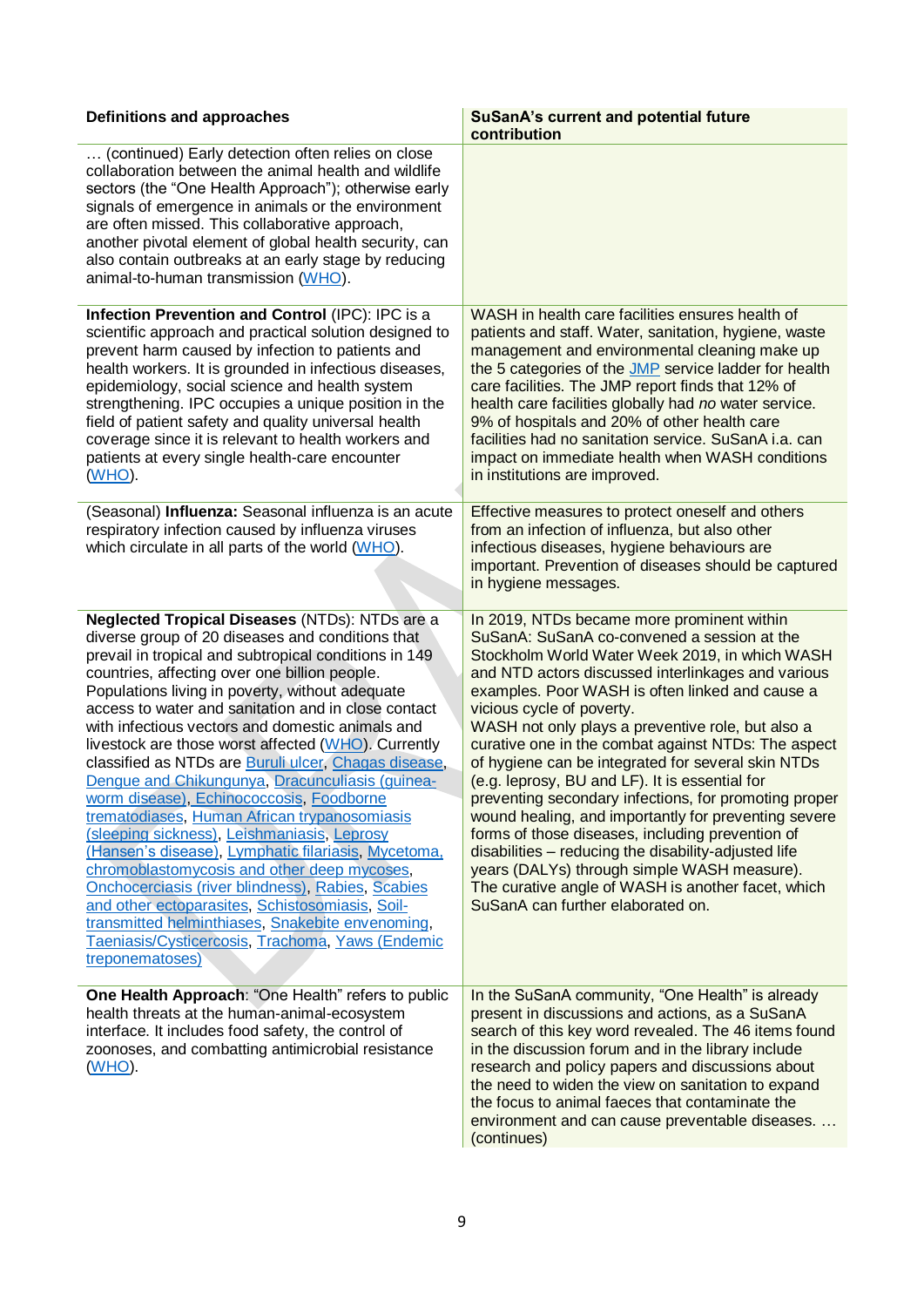| Definitions and approaches | SuSanA's current and potential future contribution |
|---|---|
| … (continued) Early detection often relies on close collaboration between the animal health and wildlife sectors (the "One Health Approach"); otherwise early signals of emergence in animals or the environment are often missed. This collaborative approach, another pivotal element of global health security, can also contain outbreaks at an early stage by reducing animal-to-human transmission (WHO). | |
| **Infection Prevention and Control** (IPC): IPC is a scientific approach and practical solution designed to prevent harm caused by infection to patients and health workers. It is grounded in infectious diseases, epidemiology, social science and health system strengthening. IPC occupies a unique position in the field of patient safety and quality universal health coverage since it is relevant to health workers and patients at every single health-care encounter (WHO). | WASH in health care facilities ensures health of patients and staff. Water, sanitation, hygiene, waste management and environmental cleaning make up the 5 categories of the JMP service ladder for health care facilities. The JMP report finds that 12% of health care facilities globally had *no* water service. 9% of hospitals and 20% of other health care facilities had no sanitation service. SuSanA i.a. can impact on immediate health when WASH conditions in institutions are improved. |
| (Seasonal) **Influenza:** Seasonal influenza is an acute respiratory infection caused by influenza viruses which circulate in all parts of the world (WHO). | Effective measures to protect oneself and others from an infection of influenza, but also other infectious diseases, hygiene behaviours are important. Prevention of diseases should be captured in hygiene messages. |
| **Neglected Tropical Diseases** (NTDs): NTDs are a diverse group of 20 diseases and conditions that prevail in tropical and subtropical conditions in 149 countries, affecting over one billion people. Populations living in poverty, without adequate access to water and sanitation and in close contact with infectious vectors and domestic animals and livestock are those worst affected (WHO). Currently classified as NTDs are Buruli ulcer, Chagas disease, Dengue and Chikungunya, Dracunculiasis (guinea-worm disease), Echinococcosis, Foodborne trematodiases, Human African trypanosomiasis (sleeping sickness), Leishmaniasis, Leprosy (Hansen's disease), Lymphatic filariasis, Mycetoma, chromoblastomycosis and other deep mycoses, Onchocerciasis (river blindness), Rabies, Scabies and other ectoparasites, Schistosomiasis, Soil-transmitted helminthiases, Snakebite envenoming, Taeniasis/Cysticercosis, Trachoma, Yaws (Endemic treponematoses) | In 2019, NTDs became more prominent within SuSanA: SuSanA co-convened a session at the Stockholm World Water Week 2019, in which WASH and NTD actors discussed interlinkages and various examples. Poor WASH is often linked and cause a vicious cycle of poverty.<br>WASH not only plays a preventive role, but also a curative one in the combat against NTDs: The aspect of hygiene can be integrated for several skin NTDs (e.g. leprosy, BU and LF). It is essential for preventing secondary infections, for promoting proper wound healing, and importantly for preventing severe forms of those diseases, including prevention of disabilities – reducing the disability-adjusted life years (DALYs) through simple WASH measure). The curative angle of WASH is another facet, which SuSanA can further elaborated on. |
| **One Health Approach**: "One Health" refers to public health threats at the human-animal-ecosystem interface. It includes food safety, the control of zoonoses, and combatting antimicrobial resistance (WHO). | In the SuSanA community, "One Health" is already present in discussions and actions, as a SuSanA search of this key word revealed. The 46 items found in the discussion forum and in the library include research and policy papers and discussions about the need to widen the view on sanitation to expand the focus to animal faeces that contaminate the environment and can cause preventable diseases. … (continues) |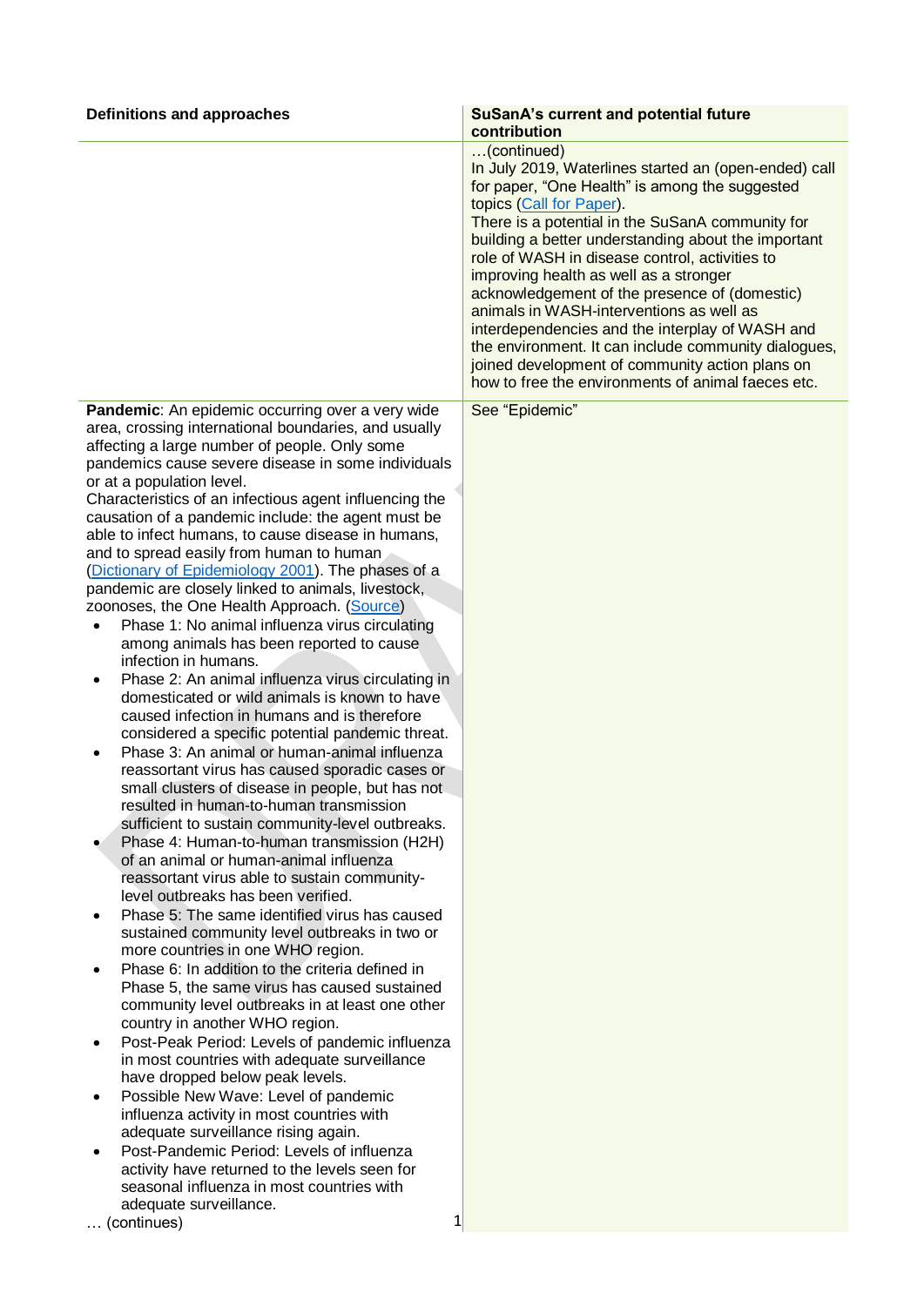| Definitions and approaches | SuSanA's current and potential future contribution |
|---|---|
| | …(continued)<br>In July 2019, Waterlines started an (open-ended) call for paper, "One Health" is among the suggested topics (Call for Paper).<br>There is a potential in the SuSanA community for building a better understanding about the important role of WASH in disease control, activities to improving health as well as a stronger acknowledgement of the presence of (domestic) animals in WASH-interventions as well as interdependencies and the interplay of WASH and the environment. It can include community dialogues, joined development of community action plans on how to free the environments of animal faeces etc. |
| **Pandemic**: An epidemic occurring over a very wide area, crossing international boundaries, and usually affecting a large number of people. Only some pandemics cause severe disease in some individuals or at a population level.<br>Characteristics of an infectious agent influencing the causation of a pandemic include: the agent must be able to infect humans, to cause disease in humans, and to spread easily from human to human (Dictionary of Epidemiology 2001). The phases of a pandemic are closely linked to animals, livestock, zoonoses, the One Health Approach. (Source)<br>• Phase 1: No animal influenza virus circulating among animals has been reported to cause infection in humans.<br>• Phase 2: An animal influenza virus circulating in domesticated or wild animals is known to have caused infection in humans and is therefore considered a specific potential pandemic threat.<br>• Phase 3: An animal or human-animal influenza reassortant virus has caused sporadic cases or small clusters of disease in people, but has not resulted in human-to-human transmission sufficient to sustain community-level outbreaks.<br>• Phase 4: Human-to-human transmission (H2H) of an animal or human-animal influenza reassortant virus able to sustain community-level outbreaks has been verified.<br>• Phase 5: The same identified virus has caused sustained community level outbreaks in two or more countries in one WHO region.<br>• Phase 6: In addition to the criteria defined in Phase 5, the same virus has caused sustained community level outbreaks in at least one other country in another WHO region.<br>• Post-Peak Period: Levels of pandemic influenza in most countries with adequate surveillance have dropped below peak levels.<br>• Possible New Wave: Level of pandemic influenza activity in most countries with adequate surveillance rising again.<br>• Post-Pandemic Period: Levels of influenza activity have returned to the levels seen for seasonal influenza in most countries with adequate surveillance.<br>… (continues) | See "Epidemic" |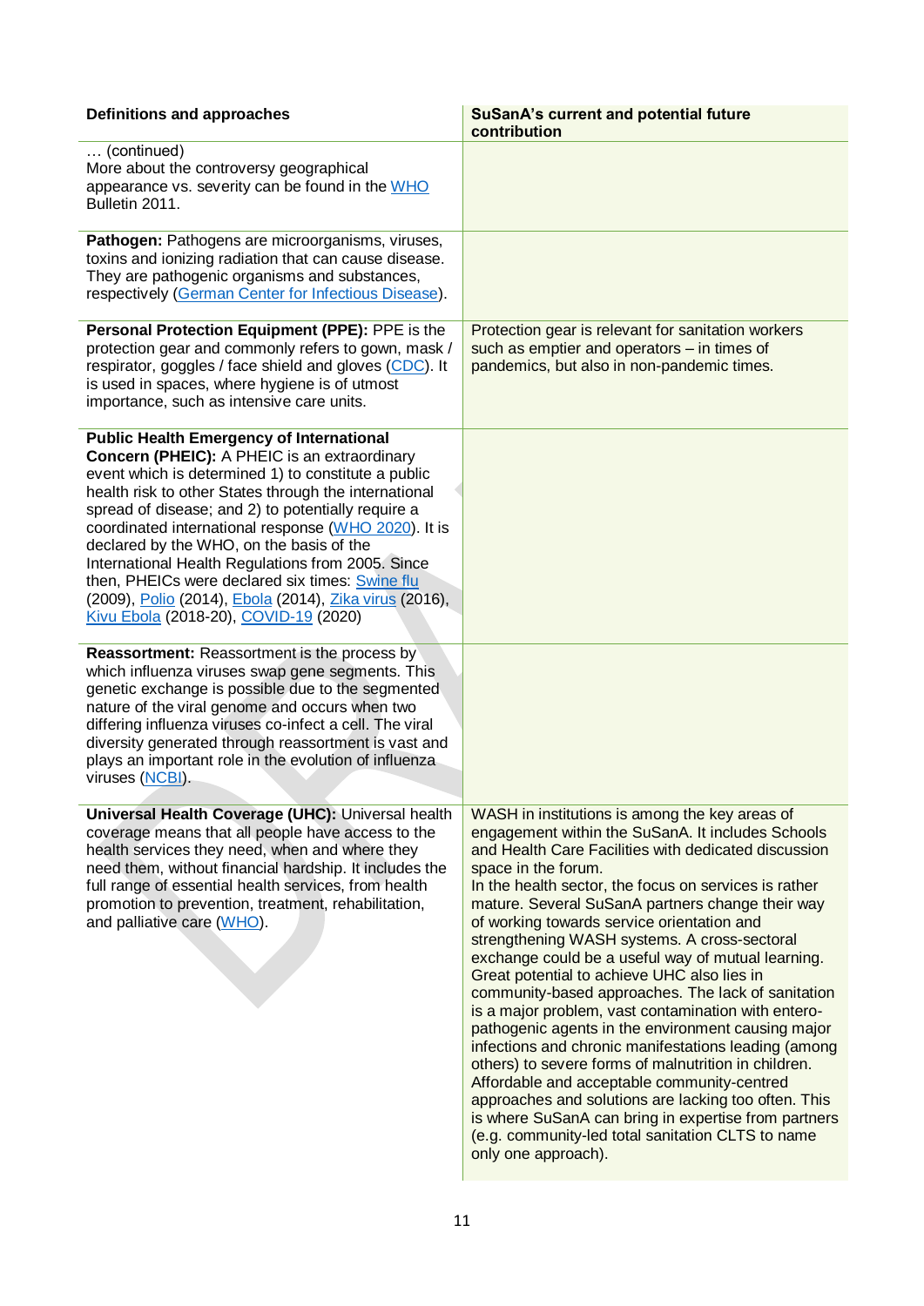| Definitions and approaches | SuSanA's current and potential future contribution |
|---|---|
| … (continued)<br>More about the controversy geographical appearance vs. severity can be found in the WHO Bulletin 2011. | |
| **Pathogen:** Pathogens are microorganisms, viruses, toxins and ionizing radiation that can cause disease. They are pathogenic organisms and substances, respectively (German Center for Infectious Disease). | |
| **Personal Protection Equipment (PPE):** PPE is the protection gear and commonly refers to gown, mask / respirator, goggles / face shield and gloves (CDC). It is used in spaces, where hygiene is of utmost importance, such as intensive care units. | Protection gear is relevant for sanitation workers such as emptier and operators – in times of pandemics, but also in non-pandemic times. |
| **Public Health Emergency of International Concern (PHEIC):** A PHEIC is an extraordinary event which is determined 1) to constitute a public health risk to other States through the international spread of disease; and 2) to potentially require a coordinated international response (WHO 2020). It is declared by the WHO, on the basis of the International Health Regulations from 2005. Since then, PHEICs were declared six times: Swine flu (2009), Polio (2014), Ebola (2014), Zika virus (2016), Kivu Ebola (2018-20), COVID-19 (2020) | |
| **Reassortment:** Reassortment is the process by which influenza viruses swap gene segments. This genetic exchange is possible due to the segmented nature of the viral genome and occurs when two differing influenza viruses co-infect a cell. The viral diversity generated through reassortment is vast and plays an important role in the evolution of influenza viruses (NCBI). | |
| **Universal Health Coverage (UHC):** Universal health coverage means that all people have access to the health services they need, when and where they need them, without financial hardship. It includes the full range of essential health services, from health promotion to prevention, treatment, rehabilitation, and palliative care (WHO). | WASH in institutions is among the key areas of engagement within the SuSanA. It includes Schools and Health Care Facilities with dedicated discussion space in the forum.<br>In the health sector, the focus on services is rather mature. Several SuSanA partners change their way of working towards service orientation and strengthening WASH systems. A cross-sectoral exchange could be a useful way of mutual learning. Great potential to achieve UHC also lies in community-based approaches. The lack of sanitation is a major problem, vast contamination with entero-pathogenic agents in the environment causing major infections and chronic manifestations leading (among others) to severe forms of malnutrition in children. Affordable and acceptable community-centred approaches and solutions are lacking too often. This is where SuSanA can bring in expertise from partners (e.g. community-led total sanitation CLTS to name only one approach). |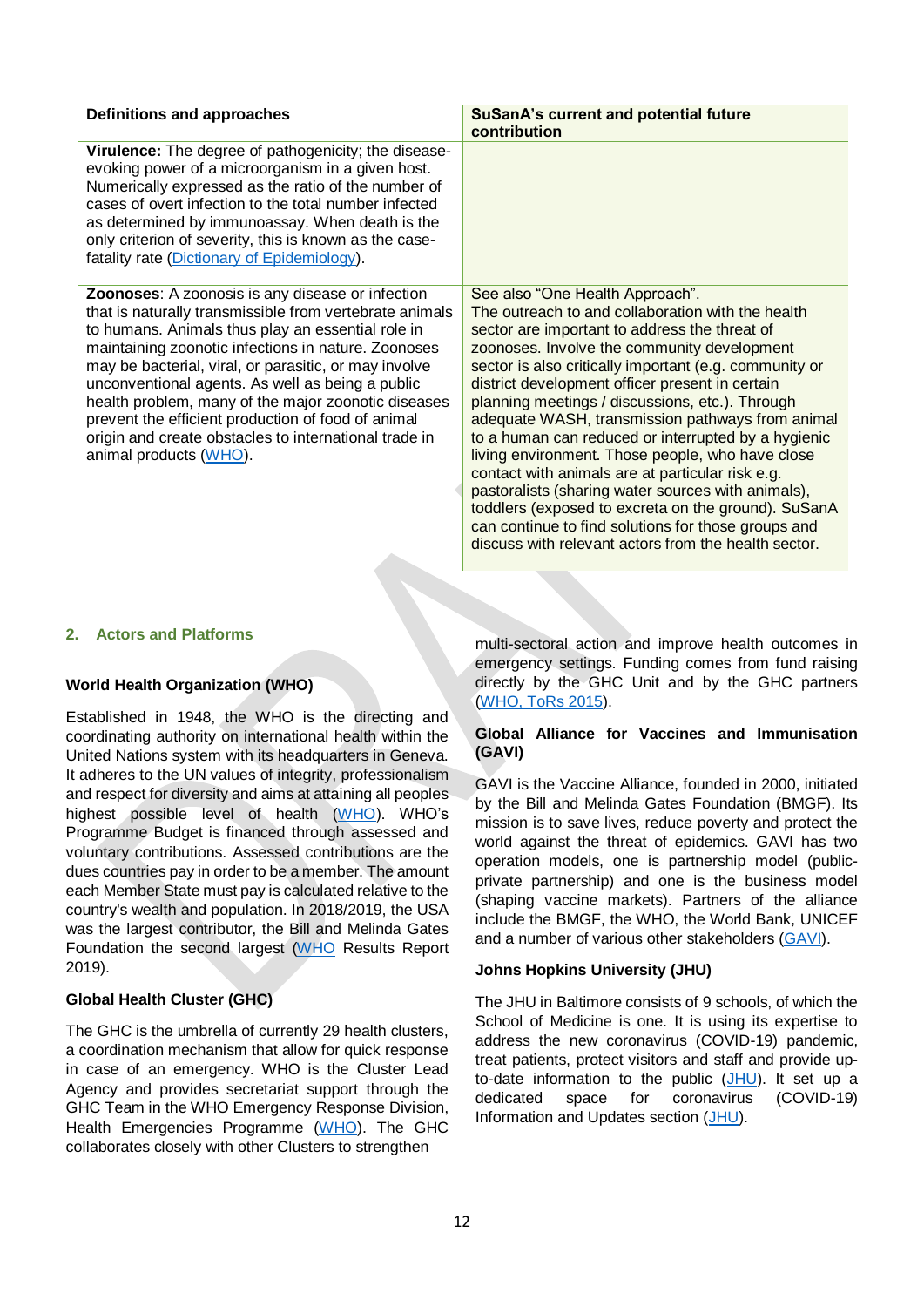| Definitions and approaches | SuSanA's current and potential future contribution |
|---|---|
| **Virulence:** The degree of pathogenicity; the disease-evoking power of a microorganism in a given host. Numerically expressed as the ratio of the number of cases of overt infection to the total number infected as determined by immunoassay. When death is the only criterion of severity, this is known as the case-fatality rate (Dictionary of Epidemiology). | |
| **Zoonoses**: A zoonosis is any disease or infection that is naturally transmissible from vertebrate animals to humans. Animals thus play an essential role in maintaining zoonotic infections in nature. Zoonoses may be bacterial, viral, or parasitic, or may involve unconventional agents. As well as being a public health problem, many of the major zoonotic diseases prevent the efficient production of food of animal origin and create obstacles to international trade in animal products (WHO). | See also "One Health Approach". The outreach to and collaboration with the health sector are important to address the threat of zoonoses. Involve the community development sector is also critically important (e.g. community or district development officer present in certain planning meetings / discussions, etc.). Through adequate WASH, transmission pathways from animal to a human can reduced or interrupted by a hygienic living environment. Those people, who have close contact with animals are at particular risk e.g. pastoralists (sharing water sources with animals), toddlers (exposed to excreta on the ground). SuSanA can continue to find solutions for those groups and discuss with relevant actors from the health sector. |

## 2. Actors and Platforms

### World Health Organization (WHO)

Established in 1948, the WHO is the directing and coordinating authority on international health within the United Nations system with its headquarters in Geneva. It adheres to the UN values of integrity, professionalism and respect for diversity and aims at attaining all peoples highest possible level of health (WHO). WHO's Programme Budget is financed through assessed and voluntary contributions. Assessed contributions are the dues countries pay in order to be a member. The amount each Member State must pay is calculated relative to the country's wealth and population. In 2018/2019, the USA was the largest contributor, the Bill and Melinda Gates Foundation the second largest (WHO Results Report 2019).

### Global Health Cluster (GHC)

The GHC is the umbrella of currently 29 health clusters, a coordination mechanism that allow for quick response in case of an emergency. WHO is the Cluster Lead Agency and provides secretariat support through the GHC Team in the WHO Emergency Response Division, Health Emergencies Programme (WHO). The GHC collaborates closely with other Clusters to strengthen multi-sectoral action and improve health outcomes in emergency settings. Funding comes from fund raising directly by the GHC Unit and by the GHC partners (WHO, ToRs 2015).

### Global Alliance for Vaccines and Immunisation (GAVI)

GAVI is the Vaccine Alliance, founded in 2000, initiated by the Bill and Melinda Gates Foundation (BMGF). Its mission is to save lives, reduce poverty and protect the world against the threat of epidemics. GAVI has two operation models, one is partnership model (public-private partnership) and one is the business model (shaping vaccine markets). Partners of the alliance include the BMGF, the WHO, the World Bank, UNICEF and a number of various other stakeholders (GAVI).

### Johns Hopkins University (JHU)

The JHU in Baltimore consists of 9 schools, of which the School of Medicine is one. It is using its expertise to address the new coronavirus (COVID-19) pandemic, treat patients, protect visitors and staff and provide up-to-date information to the public (JHU). It set up a dedicated space for coronavirus (COVID-19) Information and Updates section (JHU).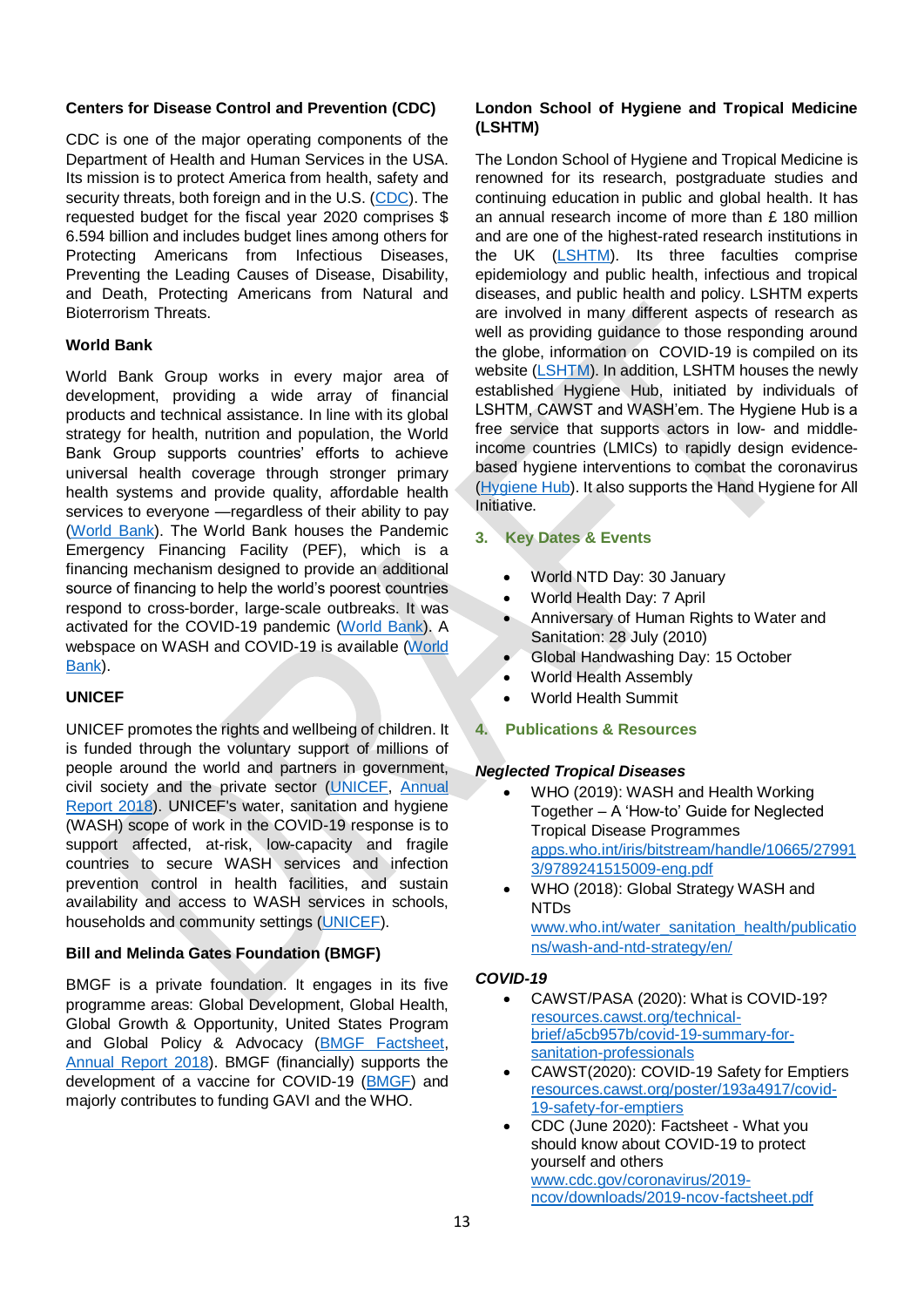**Centers for Disease Control and Prevention (CDC)**

CDC is one of the major operating components of the Department of Health and Human Services in the USA. Its mission is to protect America from health, safety and security threats, both foreign and in the U.S. (CDC). The requested budget for the fiscal year 2020 comprises $ 6.594 billion and includes budget lines among others for Protecting Americans from Infectious Diseases, Preventing the Leading Causes of Disease, Disability, and Death, Protecting Americans from Natural and Bioterrorism Threats.

**World Bank**

World Bank Group works in every major area of development, providing a wide array of financial products and technical assistance. In line with its global strategy for health, nutrition and population, the World Bank Group supports countries' efforts to achieve universal health coverage through stronger primary health systems and provide quality, affordable health services to everyone —regardless of their ability to pay (World Bank). The World Bank houses the Pandemic Emergency Financing Facility (PEF), which is a financing mechanism designed to provide an additional source of financing to help the world's poorest countries respond to cross-border, large-scale outbreaks. It was activated for the COVID-19 pandemic (World Bank). A webspace on WASH and COVID-19 is available (World Bank).

**UNICEF**

UNICEF promotes the rights and wellbeing of children. It is funded through the voluntary support of millions of people around the world and partners in government, civil society and the private sector (UNICEF, Annual Report 2018). UNICEF's water, sanitation and hygiene (WASH) scope of work in the COVID-19 response is to support affected, at-risk, low-capacity and fragile countries to secure WASH services and infection prevention control in health facilities, and sustain availability and access to WASH services in schools, households and community settings (UNICEF).

**Bill and Melinda Gates Foundation (BMGF)**

BMGF is a private foundation. It engages in its five programme areas: Global Development, Global Health, Global Growth & Opportunity, United States Program and Global Policy & Advocacy (BMGF Factsheet, Annual Report 2018). BMGF (financially) supports the development of a vaccine for COVID-19 (BMGF) and majorly contributes to funding GAVI and the WHO.

**London School of Hygiene and Tropical Medicine (LSHTM)**

The London School of Hygiene and Tropical Medicine is renowned for its research, postgraduate studies and continuing education in public and global health. It has an annual research income of more than £ 180 million and are one of the highest-rated research institutions in the UK (LSHTM). Its three faculties comprise epidemiology and public health, infectious and tropical diseases, and public health and policy. LSHTM experts are involved in many different aspects of research as well as providing guidance to those responding around the globe, information on COVID-19 is compiled on its website (LSHTM). In addition, LSHTM houses the newly established Hygiene Hub, initiated by individuals of LSHTM, CAWST and WASH'em. The Hygiene Hub is a free service that supports actors in low- and middle-income countries (LMICs) to rapidly design evidence-based hygiene interventions to combat the coronavirus (Hygiene Hub). It also supports the Hand Hygiene for All Initiative.

## 3. Key Dates & Events

- World NTD Day: 30 January
- World Health Day: 7 April
- Anniversary of Human Rights to Water and Sanitation: 28 July (2010)
- Global Handwashing Day: 15 October
- World Health Assembly
- World Health Summit

## 4. Publications & Resources

***Neglected Tropical Diseases***

- WHO (2019): WASH and Health Working Together – A 'How-to' Guide for Neglected Tropical Disease Programmes apps.who.int/iris/bitstream/handle/10665/279913/9789241515009-eng.pdf
- WHO (2018): Global Strategy WASH and NTDs www.who.int/water_sanitation_health/publications/wash-and-ntd-strategy/en/

***COVID-19***

- CAWST/PASA (2020): What is COVID-19? resources.cawst.org/technical-brief/a5cb957b/covid-19-summary-for-sanitation-professionals
- CAWST(2020): COVID-19 Safety for Emptiers resources.cawst.org/poster/193a4917/covid-19-safety-for-emptiers
- CDC (June 2020): Factsheet - What you should know about COVID-19 to protect yourself and others www.cdc.gov/coronavirus/2019-ncov/downloads/2019-ncov-factsheet.pdf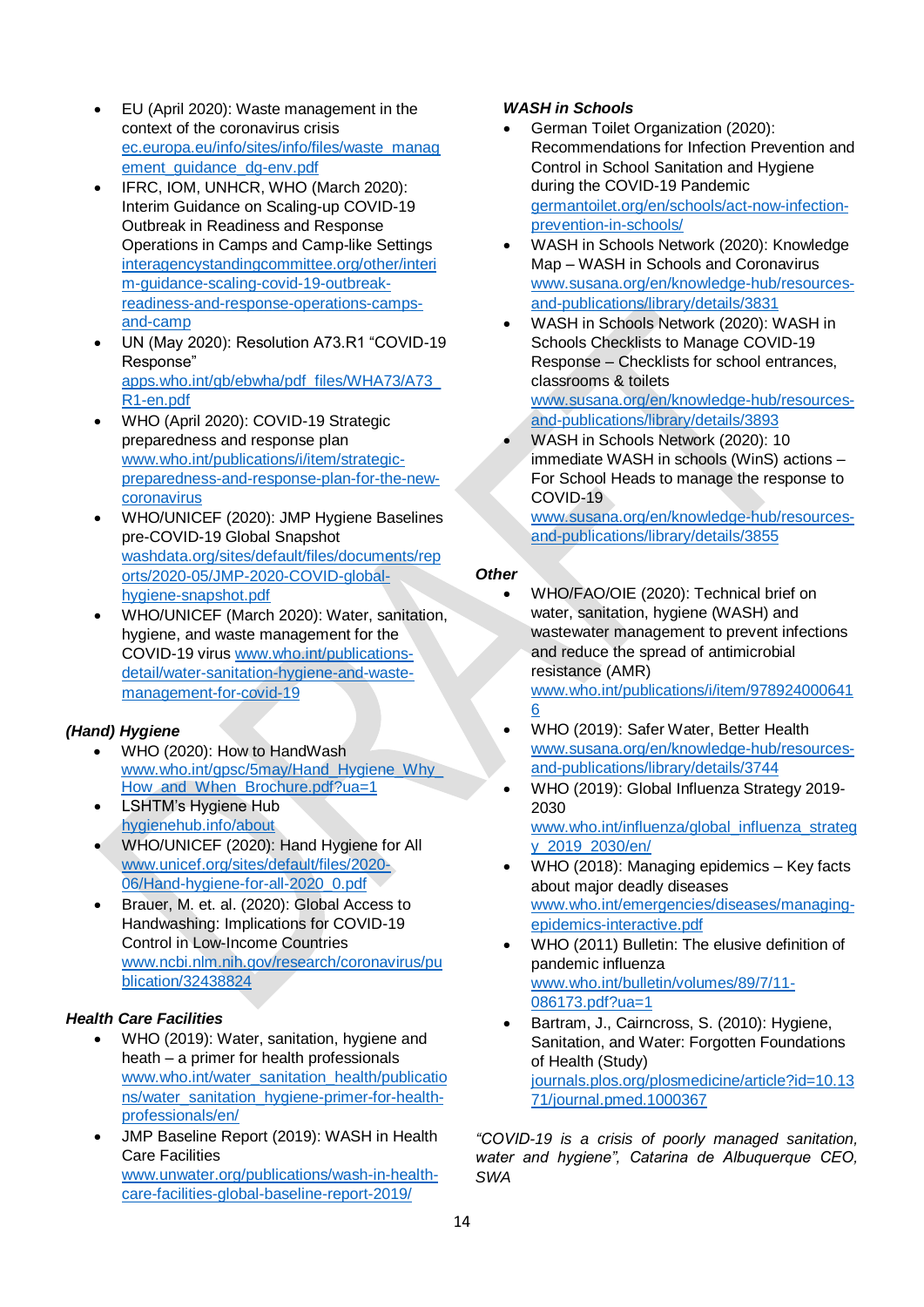- EU (April 2020): Waste management in the context of the coronavirus crisis ec.europa.eu/info/sites/info/files/waste_management_guidance_dg-env.pdf
- IFRC, IOM, UNHCR, WHO (March 2020): Interim Guidance on Scaling-up COVID-19 Outbreak in Readiness and Response Operations in Camps and Camp-like Settings interagencystandingcommittee.org/other/interim-guidance-scaling-covid-19-outbreak-readiness-and-response-operations-camps-and-camp
- UN (May 2020): Resolution A73.R1 "COVID-19 Response" apps.who.int/gb/ebwha/pdf_files/WHA73/A73_R1-en.pdf
- WHO (April 2020): COVID-19 Strategic preparedness and response plan www.who.int/publications/i/item/strategic-preparedness-and-response-plan-for-the-new-coronavirus
- WHO/UNICEF (2020): JMP Hygiene Baselines pre-COVID-19 Global Snapshot washdata.org/sites/default/files/documents/reports/2020-05/JMP-2020-COVID-global-hygiene-snapshot.pdf
- WHO/UNICEF (March 2020): Water, sanitation, hygiene, and waste management for the COVID-19 virus www.who.int/publications-detail/water-sanitation-hygiene-and-waste-management-for-covid-19

### (Hand) Hygiene

- WHO (2020): How to HandWash www.who.int/gpsc/5may/Hand_Hygiene_Why_How_and_When_Brochure.pdf?ua=1
- LSHTM's Hygiene Hub hygienehub.info/about
- WHO/UNICEF (2020): Hand Hygiene for All www.unicef.org/sites/default/files/2020-06/Hand-hygiene-for-all-2020_0.pdf
- Brauer, M. et. al. (2020): Global Access to Handwashing: Implications for COVID-19 Control in Low-Income Countries www.ncbi.nlm.nih.gov/research/coronavirus/publication/32438824

### Health Care Facilities

- WHO (2019): Water, sanitation, hygiene and heath – a primer for health professionals www.who.int/water_sanitation_health/publications/water_sanitation_hygiene-primer-for-health-professionals/en/
- JMP Baseline Report (2019): WASH in Health Care Facilities www.unwater.org/publications/wash-in-health-care-facilities-global-baseline-report-2019/

### WASH in Schools

- German Toilet Organization (2020): Recommendations for Infection Prevention and Control in School Sanitation and Hygiene during the COVID-19 Pandemic germantoilet.org/en/schools/act-now-infection-prevention-in-schools/
- WASH in Schools Network (2020): Knowledge Map – WASH in Schools and Coronavirus www.susana.org/en/knowledge-hub/resources-and-publications/library/details/3831
- WASH in Schools Network (2020): WASH in Schools Checklists to Manage COVID-19 Response – Checklists for school entrances, classrooms & toilets www.susana.org/en/knowledge-hub/resources-and-publications/library/details/3893
- WASH in Schools Network (2020): 10 immediate WASH in schools (WinS) actions – For School Heads to manage the response to COVID-19 www.susana.org/en/knowledge-hub/resources-and-publications/library/details/3855

### Other

- WHO/FAO/OIE (2020): Technical brief on water, sanitation, hygiene (WASH) and wastewater management to prevent infections and reduce the spread of antimicrobial resistance (AMR) www.who.int/publications/i/item/9789240006416
- WHO (2019): Safer Water, Better Health www.susana.org/en/knowledge-hub/resources-and-publications/library/details/3744
- WHO (2019): Global Influenza Strategy 2019-2030 www.who.int/influenza/global_influenza_strategy_2019_2030/en/
- WHO (2018): Managing epidemics – Key facts about major deadly diseases www.who.int/emergencies/diseases/managing-epidemics-interactive.pdf
- WHO (2011) Bulletin: The elusive definition of pandemic influenza www.who.int/bulletin/volumes/89/7/11-086173.pdf?ua=1
- Bartram, J., Cairncross, S. (2010): Hygiene, Sanitation, and Water: Forgotten Foundations of Health (Study) journals.plos.org/plosmedicine/article?id=10.1371/journal.pmed.1000367

*"COVID-19 is a crisis of poorly managed sanitation, water and hygiene", Catarina de Albuquerque CEO, SWA*